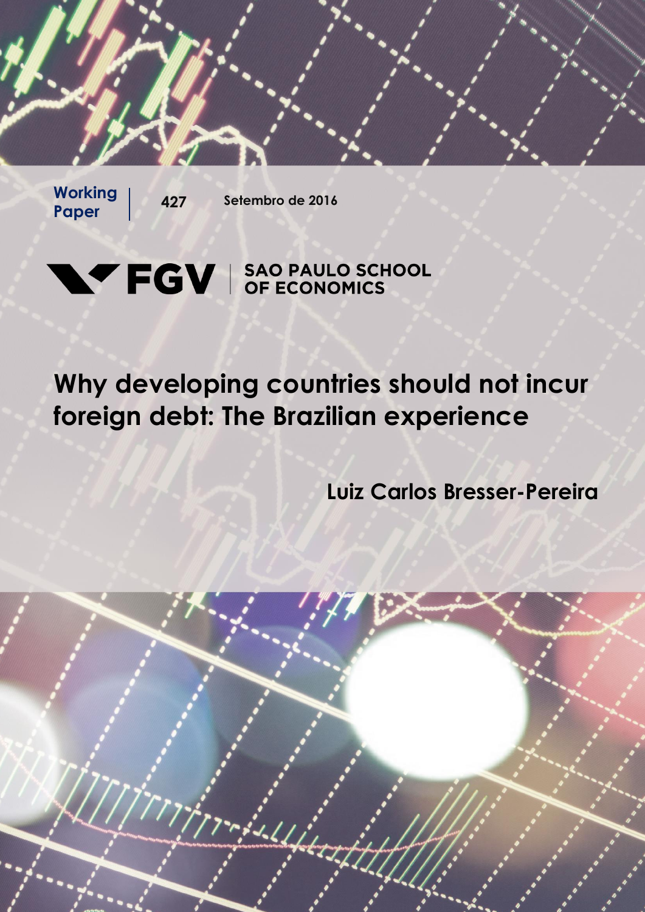Working Paper | 427 | Setembro de 2016

FGV | SAO PAULO SCHOOL OF ECONOMICS

# Why developing countries should not incur foreign debt: The Brazilian experience

**Luiz Carlos Bresser-Pereira**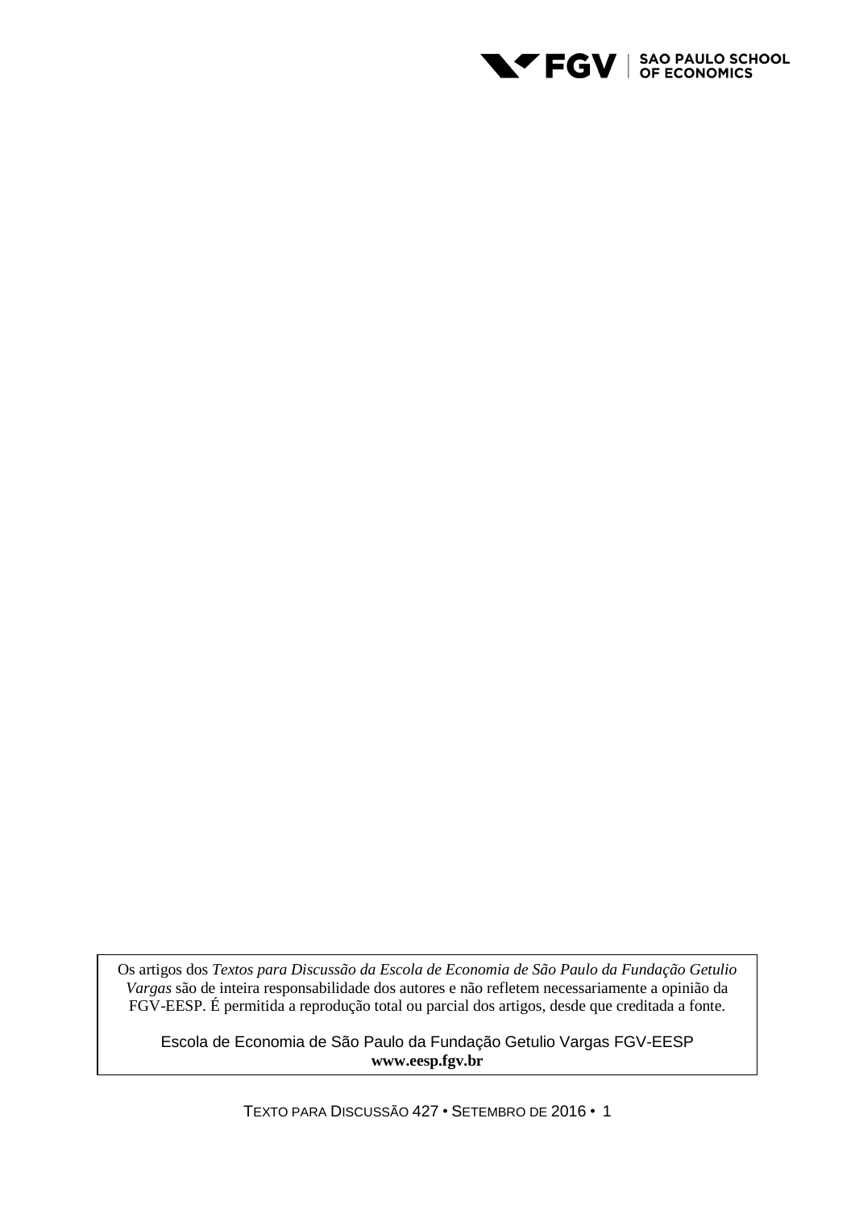Os artigos dos *Textos para Discussão da Escola de Economia de São Paulo da Fundação Getulio Vargas* são de inteira responsabilidade dos autores e não refletem necessariamente a opinião da FGV-EESP. É permitida a reprodução total ou parcial dos artigos, desde que creditada a fonte.

Escola de Economia de São Paulo da Fundação Getulio Vargas FGV-EESP
**www.eesp.fgv.br**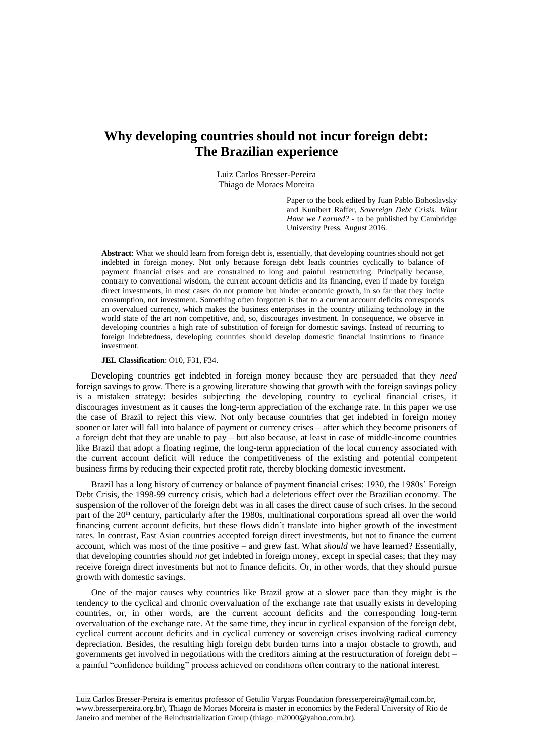# Why developing countries should not incur foreign debt: The Brazilian experience

Luiz Carlos Bresser-Pereira
Thiago de Moraes Moreira

Paper to the book edited by Juan Pablo Bohoslavsky and Kunibert Raffer, *Sovereign Debt Crisis. What Have we Learned?* - to be published by Cambridge University Press. August 2016.

**Abstract**: What we should learn from foreign debt is, essentially, that developing countries should not get indebted in foreign money. Not only because foreign debt leads countries cyclically to balance of payment financial crises and are constrained to long and painful restructuring. Principally because, contrary to conventional wisdom, the current account deficits and its financing, even if made by foreign direct investments, in most cases do not promote but hinder economic growth, in so far that they incite consumption, not investment. Something often forgotten is that to a current account deficits corresponds an overvalued currency, which makes the business enterprises in the country utilizing technology in the world state of the art non competitive, and, so, discourages investment. In consequence, we observe in developing countries a high rate of substitution of foreign for domestic savings. Instead of recurring to foreign indebtedness, developing countries should develop domestic financial institutions to finance investment.

**JEL Classification**: O10, F31, F34.

Developing countries get indebted in foreign money because they are persuaded that they *need* foreign savings to grow. There is a growing literature showing that growth with the foreign savings policy is a mistaken strategy: besides subjecting the developing country to cyclical financial crises, it discourages investment as it causes the long-term appreciation of the exchange rate. In this paper we use the case of Brazil to reject this view. Not only because countries that get indebted in foreign money sooner or later will fall into balance of payment or currency crises – after which they become prisoners of a foreign debt that they are unable to pay – but also because, at least in case of middle-income countries like Brazil that adopt a floating regime, the long-term appreciation of the local currency associated with the current account deficit will reduce the competitiveness of the existing and potential competent business firms by reducing their expected profit rate, thereby blocking domestic investment.

Brazil has a long history of currency or balance of payment financial crises: 1930, the 1980s' Foreign Debt Crisis, the 1998-99 currency crisis, which had a deleterious effect over the Brazilian economy. The suspension of the rollover of the foreign debt was in all cases the direct cause of such crises. In the second part of the 20th century, particularly after the 1980s, multinational corporations spread all over the world financing current account deficits, but these flows didn´t translate into higher growth of the investment rates. In contrast, East Asian countries accepted foreign direct investments, but not to finance the current account, which was most of the time positive – and grew fast. What *should* we have learned? Essentially, that developing countries should *not* get indebted in foreign money, except in special cases; that they may receive foreign direct investments but not to finance deficits. Or, in other words, that they should pursue growth with domestic savings.

One of the major causes why countries like Brazil grow at a slower pace than they might is the tendency to the cyclical and chronic overvaluation of the exchange rate that usually exists in developing countries, or, in other words, are the current account deficits and the corresponding long-term overvaluation of the exchange rate. At the same time, they incur in cyclical expansion of the foreign debt, cyclical current account deficits and in cyclical currency or sovereign crises involving radical currency depreciation. Besides, the resulting high foreign debt burden turns into a major obstacle to growth, and governments get involved in negotiations with the creditors aiming at the restructuration of foreign debt – a painful "confidence building" process achieved on conditions often contrary to the national interest.

---

Luiz Carlos Bresser-Pereira is emeritus professor of Getulio Vargas Foundation (bresserpereira@gmail.com.br, www.bresserpereira.org.br), Thiago de Moraes Moreira is master in economics by the Federal University of Rio de Janeiro and member of the Reindustrialization Group (thiago_m2000@yahoo.com.br).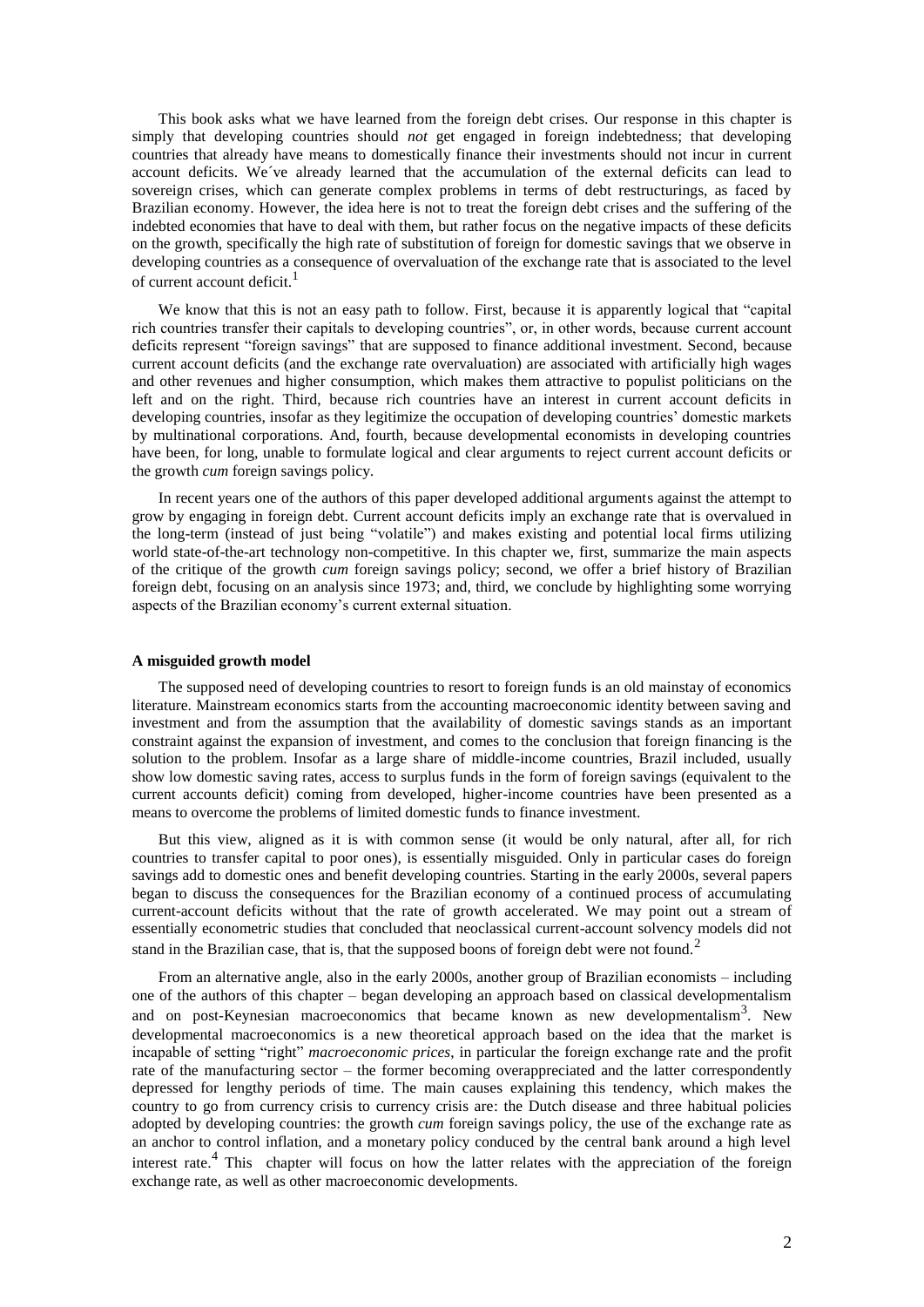This book asks what we have learned from the foreign debt crises. Our response in this chapter is simply that developing countries should *not* get engaged in foreign indebtedness; that developing countries that already have means to domestically finance their investments should not incur in current account deficits. We´ve already learned that the accumulation of the external deficits can lead to sovereign crises, which can generate complex problems in terms of debt restructurings, as faced by Brazilian economy. However, the idea here is not to treat the foreign debt crises and the suffering of the indebted economies that have to deal with them, but rather focus on the negative impacts of these deficits on the growth, specifically the high rate of substitution of foreign for domestic savings that we observe in developing countries as a consequence of overvaluation of the exchange rate that is associated to the level of current account deficit.[1]

We know that this is not an easy path to follow. First, because it is apparently logical that "capital rich countries transfer their capitals to developing countries", or, in other words, because current account deficits represent "foreign savings" that are supposed to finance additional investment. Second, because current account deficits (and the exchange rate overvaluation) are associated with artificially high wages and other revenues and higher consumption, which makes them attractive to populist politicians on the left and on the right. Third, because rich countries have an interest in current account deficits in developing countries, insofar as they legitimize the occupation of developing countries' domestic markets by multinational corporations. And, fourth, because developmental economists in developing countries have been, for long, unable to formulate logical and clear arguments to reject current account deficits or the growth *cum* foreign savings policy.

In recent years one of the authors of this paper developed additional arguments against the attempt to grow by engaging in foreign debt. Current account deficits imply an exchange rate that is overvalued in the long-term (instead of just being "volatile") and makes existing and potential local firms utilizing world state-of-the-art technology non-competitive. In this chapter we, first, summarize the main aspects of the critique of the growth *cum* foreign savings policy; second, we offer a brief history of Brazilian foreign debt, focusing on an analysis since 1973; and, third, we conclude by highlighting some worrying aspects of the Brazilian economy's current external situation.

#### A misguided growth model

The supposed need of developing countries to resort to foreign funds is an old mainstay of economics literature. Mainstream economics starts from the accounting macroeconomic identity between saving and investment and from the assumption that the availability of domestic savings stands as an important constraint against the expansion of investment, and comes to the conclusion that foreign financing is the solution to the problem. Insofar as a large share of middle-income countries, Brazil included, usually show low domestic saving rates, access to surplus funds in the form of foreign savings (equivalent to the current accounts deficit) coming from developed, higher-income countries have been presented as a means to overcome the problems of limited domestic funds to finance investment.

But this view, aligned as it is with common sense (it would be only natural, after all, for rich countries to transfer capital to poor ones), is essentially misguided. Only in particular cases do foreign savings add to domestic ones and benefit developing countries. Starting in the early 2000s, several papers began to discuss the consequences for the Brazilian economy of a continued process of accumulating current-account deficits without that the rate of growth accelerated. We may point out a stream of essentially econometric studies that concluded that neoclassical current-account solvency models did not stand in the Brazilian case, that is, that the supposed boons of foreign debt were not found.[2]

From an alternative angle, also in the early 2000s, another group of Brazilian economists – including one of the authors of this chapter – began developing an approach based on classical developmentalism and on post-Keynesian macroeconomics that became known as new developmentalism[3]. New developmental macroeconomics is a new theoretical approach based on the idea that the market is incapable of setting "right" *macroeconomic prices*, in particular the foreign exchange rate and the profit rate of the manufacturing sector – the former becoming overappreciated and the latter correspondently depressed for lengthy periods of time. The main causes explaining this tendency, which makes the country to go from currency crisis to currency crisis are: the Dutch disease and three habitual policies adopted by developing countries: the growth *cum* foreign savings policy, the use of the exchange rate as an anchor to control inflation, and a monetary policy conduced by the central bank around a high level interest rate.[4] This chapter will focus on how the latter relates with the appreciation of the foreign exchange rate, as well as other macroeconomic developments.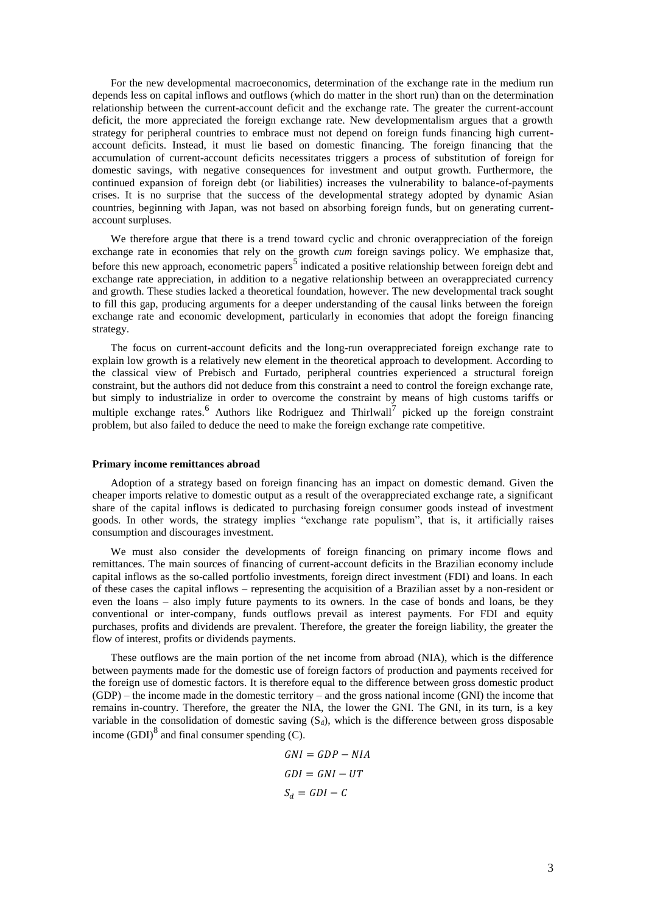For the new developmental macroeconomics, determination of the exchange rate in the medium run depends less on capital inflows and outflows (which do matter in the short run) than on the determination relationship between the current-account deficit and the exchange rate. The greater the current-account deficit, the more appreciated the foreign exchange rate. New developmentalism argues that a growth strategy for peripheral countries to embrace must not depend on foreign funds financing high current-account deficits. Instead, it must lie based on domestic financing. The foreign financing that the accumulation of current-account deficits necessitates triggers a process of substitution of foreign for domestic savings, with negative consequences for investment and output growth. Furthermore, the continued expansion of foreign debt (or liabilities) increases the vulnerability to balance-of-payments crises. It is no surprise that the success of the developmental strategy adopted by dynamic Asian countries, beginning with Japan, was not based on absorbing foreign funds, but on generating current-account surpluses.

We therefore argue that there is a trend toward cyclic and chronic overappreciation of the foreign exchange rate in economies that rely on the growth *cum* foreign savings policy. We emphasize that, before this new approach, econometric papers[5] indicated a positive relationship between foreign debt and exchange rate appreciation, in addition to a negative relationship between an overappreciated currency and growth. These studies lacked a theoretical foundation, however. The new developmental track sought to fill this gap, producing arguments for a deeper understanding of the causal links between the foreign exchange rate and economic development, particularly in economies that adopt the foreign financing strategy.

The focus on current-account deficits and the long-run overappreciated foreign exchange rate to explain low growth is a relatively new element in the theoretical approach to development. According to the classical view of Prebisch and Furtado, peripheral countries experienced a structural foreign constraint, but the authors did not deduce from this constraint a need to control the foreign exchange rate, but simply to industrialize in order to overcome the constraint by means of high customs tariffs or multiple exchange rates.[6] Authors like Rodriguez and Thirlwall[7] picked up the foreign constraint problem, but also failed to deduce the need to make the foreign exchange rate competitive.

**Primary income remittances abroad**

Adoption of a strategy based on foreign financing has an impact on domestic demand. Given the cheaper imports relative to domestic output as a result of the overappreciated exchange rate, a significant share of the capital inflows is dedicated to purchasing foreign consumer goods instead of investment goods. In other words, the strategy implies "exchange rate populism", that is, it artificially raises consumption and discourages investment.

We must also consider the developments of foreign financing on primary income flows and remittances. The main sources of financing of current-account deficits in the Brazilian economy include capital inflows as the so-called portfolio investments, foreign direct investment (FDI) and loans. In each of these cases the capital inflows – representing the acquisition of a Brazilian asset by a non-resident or even the loans – also imply future payments to its owners. In the case of bonds and loans, be they conventional or inter-company, funds outflows prevail as interest payments. For FDI and equity purchases, profits and dividends are prevalent. Therefore, the greater the foreign liability, the greater the flow of interest, profits or dividends payments.

These outflows are the main portion of the net income from abroad (NIA), which is the difference between payments made for the domestic use of foreign factors of production and payments received for the foreign use of domestic factors. It is therefore equal to the difference between gross domestic product (GDP) – the income made in the domestic territory – and the gross national income (GNI) the income that remains in-country. Therefore, the greater the NIA, the lower the GNI. The GNI, in its turn, is a key variable in the consolidation of domestic saving ($S_d$), which is the difference between gross disposable income (GDI)[8] and final consumer spending (C).

$$GNI = GDP - NIA$$

$$GDI = GNI - UT$$

$$S_d = GDI - C$$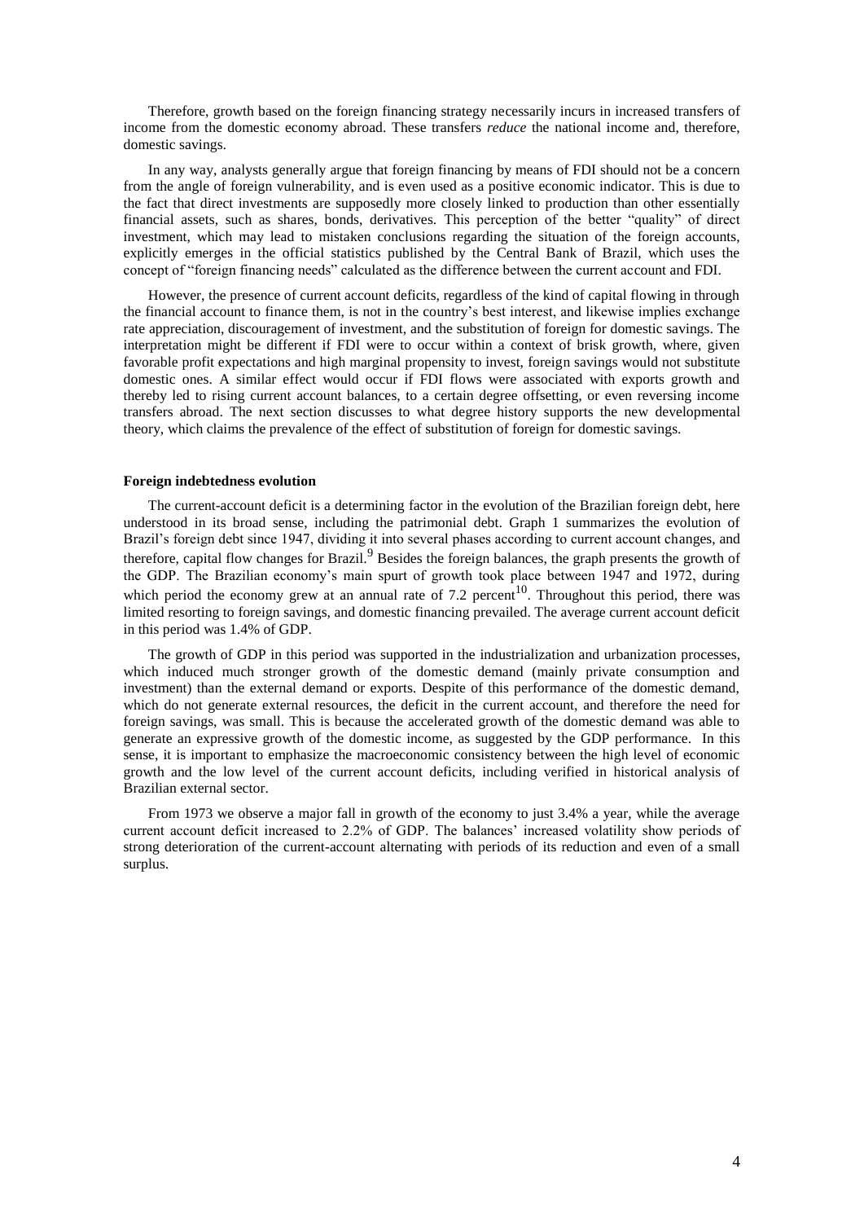Therefore, growth based on the foreign financing strategy necessarily incurs in increased transfers of income from the domestic economy abroad. These transfers *reduce* the national income and, therefore, domestic savings.

In any way, analysts generally argue that foreign financing by means of FDI should not be a concern from the angle of foreign vulnerability, and is even used as a positive economic indicator. This is due to the fact that direct investments are supposedly more closely linked to production than other essentially financial assets, such as shares, bonds, derivatives. This perception of the better "quality" of direct investment, which may lead to mistaken conclusions regarding the situation of the foreign accounts, explicitly emerges in the official statistics published by the Central Bank of Brazil, which uses the concept of "foreign financing needs" calculated as the difference between the current account and FDI.

However, the presence of current account deficits, regardless of the kind of capital flowing in through the financial account to finance them, is not in the country's best interest, and likewise implies exchange rate appreciation, discouragement of investment, and the substitution of foreign for domestic savings. The interpretation might be different if FDI were to occur within a context of brisk growth, where, given favorable profit expectations and high marginal propensity to invest, foreign savings would not substitute domestic ones. A similar effect would occur if FDI flows were associated with exports growth and thereby led to rising current account balances, to a certain degree offsetting, or even reversing income transfers abroad. The next section discusses to what degree history supports the new developmental theory, which claims the prevalence of the effect of substitution of foreign for domestic savings.

**Foreign indebtedness evolution**

The current-account deficit is a determining factor in the evolution of the Brazilian foreign debt, here understood in its broad sense, including the patrimonial debt. Graph 1 summarizes the evolution of Brazil's foreign debt since 1947, dividing it into several phases according to current account changes, and therefore, capital flow changes for Brazil.[9] Besides the foreign balances, the graph presents the growth of the GDP. The Brazilian economy's main spurt of growth took place between 1947 and 1972, during which period the economy grew at an annual rate of 7.2 percent[10]. Throughout this period, there was limited resorting to foreign savings, and domestic financing prevailed. The average current account deficit in this period was 1.4% of GDP.

The growth of GDP in this period was supported in the industrialization and urbanization processes, which induced much stronger growth of the domestic demand (mainly private consumption and investment) than the external demand or exports. Despite of this performance of the domestic demand, which do not generate external resources, the deficit in the current account, and therefore the need for foreign savings, was small. This is because the accelerated growth of the domestic demand was able to generate an expressive growth of the domestic income, as suggested by the GDP performance. In this sense, it is important to emphasize the macroeconomic consistency between the high level of economic growth and the low level of the current account deficits, including verified in historical analysis of Brazilian external sector.

From 1973 we observe a major fall in growth of the economy to just 3.4% a year, while the average current account deficit increased to 2.2% of GDP. The balances' increased volatility show periods of strong deterioration of the current-account alternating with periods of its reduction and even of a small surplus.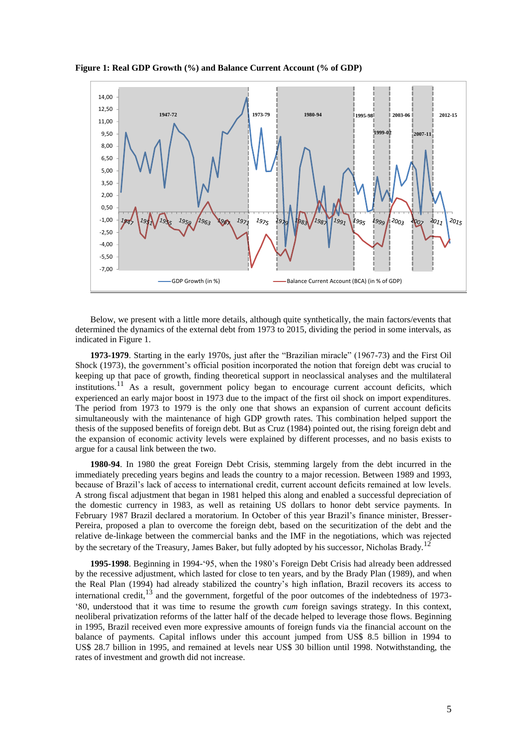**Figure 1: Real GDP Growth (%) and Balance Current Account (% of GDP)**

Below, we present with a little more details, although quite synthetically, the main factors/events that determined the dynamics of the external debt from 1973 to 2015, dividing the period in some intervals, as indicated in Figure 1.

**1973-1979**. Starting in the early 1970s, just after the "Brazilian miracle" (1967-73) and the First Oil Shock (1973), the government's official position incorporated the notion that foreign debt was crucial to keeping up that pace of growth, finding theoretical support in neoclassical analyses and the multilateral institutions.[11] As a result, government policy began to encourage current account deficits, which experienced an early major boost in 1973 due to the impact of the first oil shock on import expenditures. The period from 1973 to 1979 is the only one that shows an expansion of current account deficits simultaneously with the maintenance of high GDP growth rates. This combination helped support the thesis of the supposed benefits of foreign debt. But as Cruz (1984) pointed out, the rising foreign debt and the expansion of economic activity levels were explained by different processes, and no basis exists to argue for a causal link between the two.

**1980-94**. In 1980 the great Foreign Debt Crisis, stemming largely from the debt incurred in the immediately preceding years begins and leads the country to a major recession. Between 1989 and 1993, because of Brazil's lack of access to international credit, current account deficits remained at low levels. A strong fiscal adjustment that began in 1981 helped this along and enabled a successful depreciation of the domestic currency in 1983, as well as retaining US dollars to honor debt service payments. In February 1987 Brazil declared a moratorium. In October of this year Brazil's finance minister, Bresser-Pereira, proposed a plan to overcome the foreign debt, based on the securitization of the debt and the relative de-linkage between the commercial banks and the IMF in the negotiations, which was rejected by the secretary of the Treasury, James Baker, but fully adopted by his successor, Nicholas Brady.[12]

**1995-1998**. Beginning in 1994-'95, when the 1980's Foreign Debt Crisis had already been addressed by the recessive adjustment, which lasted for close to ten years, and by the Brady Plan (1989), and when the Real Plan (1994) had already stabilized the country's high inflation, Brazil recovers its access to international credit,[13] and the government, forgetful of the poor outcomes of the indebtedness of 1973-'80, understood that it was time to resume the growth *cum* foreign savings strategy. In this context, neoliberal privatization reforms of the latter half of the decade helped to leverage those flows. Beginning in 1995, Brazil received even more expressive amounts of foreign funds via the financial account on the balance of payments. Capital inflows under this account jumped from US$ 8.5 billion in 1994 to US$ 28.7 billion in 1995, and remained at levels near US$ 30 billion until 1998. Notwithstanding, the rates of investment and growth did not increase.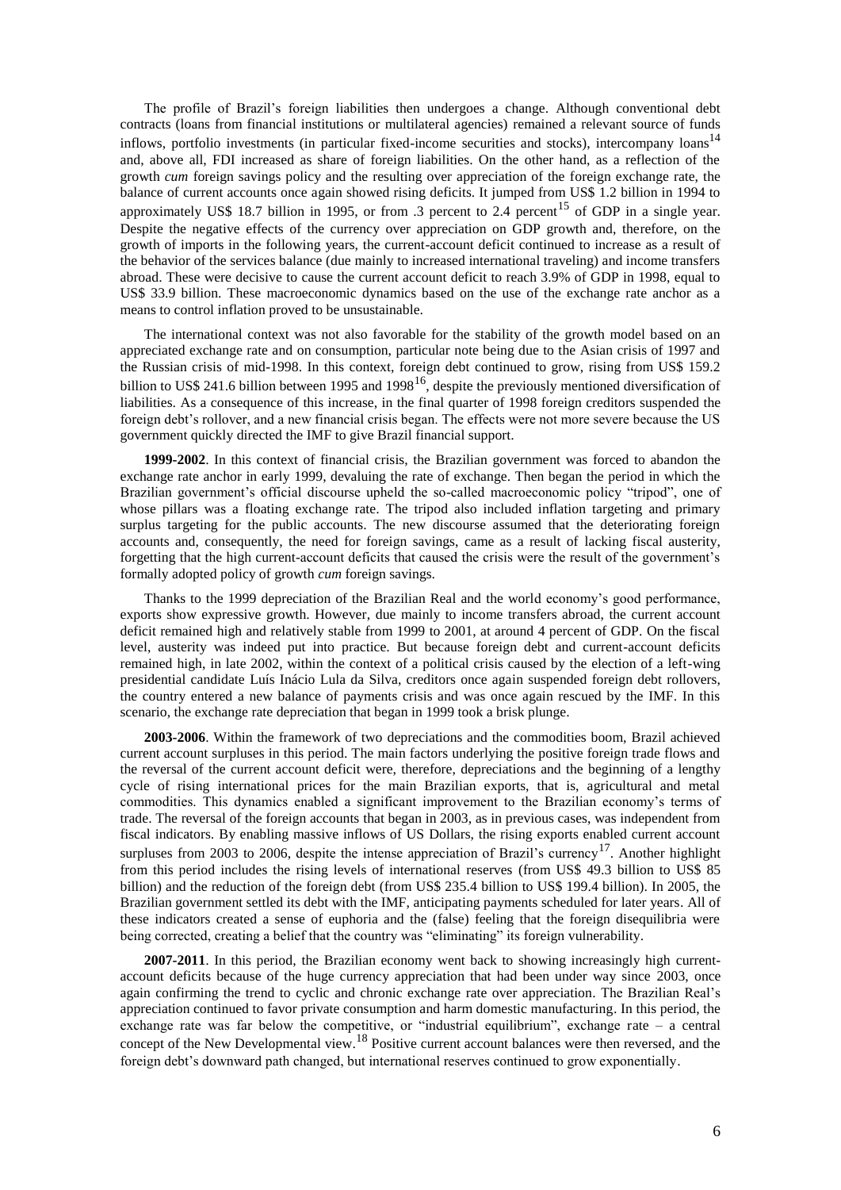The profile of Brazil's foreign liabilities then undergoes a change. Although conventional debt contracts (loans from financial institutions or multilateral agencies) remained a relevant source of funds inflows, portfolio investments (in particular fixed-income securities and stocks), intercompany loans[14] and, above all, FDI increased as share of foreign liabilities. On the other hand, as a reflection of the growth *cum* foreign savings policy and the resulting over appreciation of the foreign exchange rate, the balance of current accounts once again showed rising deficits. It jumped from US$ 1.2 billion in 1994 to approximately US$ 18.7 billion in 1995, or from .3 percent to 2.4 percent[15] of GDP in a single year. Despite the negative effects of the currency over appreciation on GDP growth and, therefore, on the growth of imports in the following years, the current-account deficit continued to increase as a result of the behavior of the services balance (due mainly to increased international traveling) and income transfers abroad. These were decisive to cause the current account deficit to reach 3.9% of GDP in 1998, equal to US$ 33.9 billion. These macroeconomic dynamics based on the use of the exchange rate anchor as a means to control inflation proved to be unsustainable.

The international context was not also favorable for the stability of the growth model based on an appreciated exchange rate and on consumption, particular note being due to the Asian crisis of 1997 and the Russian crisis of mid-1998. In this context, foreign debt continued to grow, rising from US$ 159.2 billion to US$ 241.6 billion between 1995 and 1998[16], despite the previously mentioned diversification of liabilities. As a consequence of this increase, in the final quarter of 1998 foreign creditors suspended the foreign debt's rollover, and a new financial crisis began. The effects were not more severe because the US government quickly directed the IMF to give Brazil financial support.

**1999-2002**. In this context of financial crisis, the Brazilian government was forced to abandon the exchange rate anchor in early 1999, devaluing the rate of exchange. Then began the period in which the Brazilian government's official discourse upheld the so-called macroeconomic policy "tripod", one of whose pillars was a floating exchange rate. The tripod also included inflation targeting and primary surplus targeting for the public accounts. The new discourse assumed that the deteriorating foreign accounts and, consequently, the need for foreign savings, came as a result of lacking fiscal austerity, forgetting that the high current-account deficits that caused the crisis were the result of the government's formally adopted policy of growth *cum* foreign savings.

Thanks to the 1999 depreciation of the Brazilian Real and the world economy's good performance, exports show expressive growth. However, due mainly to income transfers abroad, the current account deficit remained high and relatively stable from 1999 to 2001, at around 4 percent of GDP. On the fiscal level, austerity was indeed put into practice. But because foreign debt and current-account deficits remained high, in late 2002, within the context of a political crisis caused by the election of a left-wing presidential candidate Luís Inácio Lula da Silva, creditors once again suspended foreign debt rollovers, the country entered a new balance of payments crisis and was once again rescued by the IMF. In this scenario, the exchange rate depreciation that began in 1999 took a brisk plunge.

**2003-2006**. Within the framework of two depreciations and the commodities boom, Brazil achieved current account surpluses in this period. The main factors underlying the positive foreign trade flows and the reversal of the current account deficit were, therefore, depreciations and the beginning of a lengthy cycle of rising international prices for the main Brazilian exports, that is, agricultural and metal commodities. This dynamics enabled a significant improvement to the Brazilian economy's terms of trade. The reversal of the foreign accounts that began in 2003, as in previous cases, was independent from fiscal indicators. By enabling massive inflows of US Dollars, the rising exports enabled current account surpluses from 2003 to 2006, despite the intense appreciation of Brazil's currency[17]. Another highlight from this period includes the rising levels of international reserves (from US$ 49.3 billion to US$ 85 billion) and the reduction of the foreign debt (from US$ 235.4 billion to US$ 199.4 billion). In 2005, the Brazilian government settled its debt with the IMF, anticipating payments scheduled for later years. All of these indicators created a sense of euphoria and the (false) feeling that the foreign disequilibria were being corrected, creating a belief that the country was "eliminating" its foreign vulnerability.

**2007-2011**. In this period, the Brazilian economy went back to showing increasingly high current-account deficits because of the huge currency appreciation that had been under way since 2003, once again confirming the trend to cyclic and chronic exchange rate over appreciation. The Brazilian Real's appreciation continued to favor private consumption and harm domestic manufacturing. In this period, the exchange rate was far below the competitive, or "industrial equilibrium", exchange rate – a central concept of the New Developmental view.[18] Positive current account balances were then reversed, and the foreign debt's downward path changed, but international reserves continued to grow exponentially.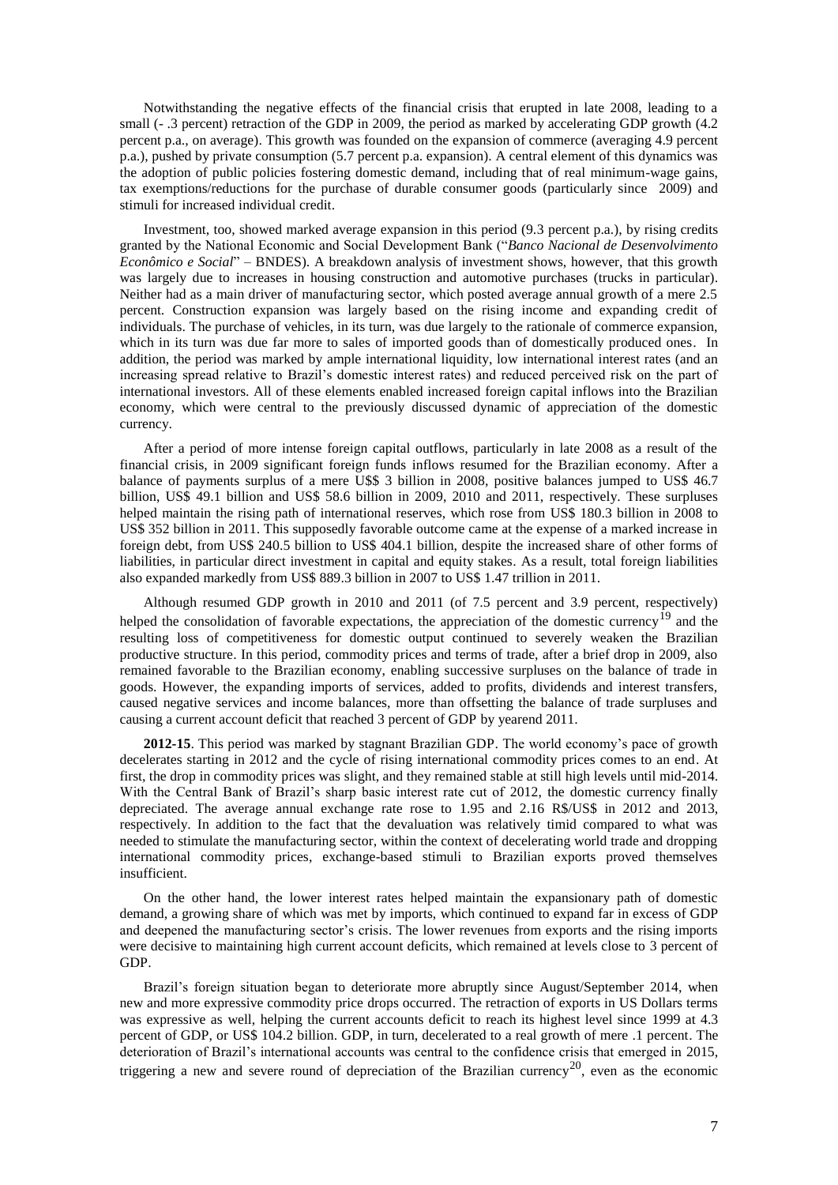Notwithstanding the negative effects of the financial crisis that erupted in late 2008, leading to a small (- .3 percent) retraction of the GDP in 2009, the period as marked by accelerating GDP growth (4.2 percent p.a., on average). This growth was founded on the expansion of commerce (averaging 4.9 percent p.a.), pushed by private consumption (5.7 percent p.a. expansion). A central element of this dynamics was the adoption of public policies fostering domestic demand, including that of real minimum-wage gains, tax exemptions/reductions for the purchase of durable consumer goods (particularly since 2009) and stimuli for increased individual credit.

Investment, too, showed marked average expansion in this period (9.3 percent p.a.), by rising credits granted by the National Economic and Social Development Bank ("*Banco Nacional de Desenvolvimento Econômico e Social*" – BNDES). A breakdown analysis of investment shows, however, that this growth was largely due to increases in housing construction and automotive purchases (trucks in particular). Neither had as a main driver of manufacturing sector, which posted average annual growth of a mere 2.5 percent. Construction expansion was largely based on the rising income and expanding credit of individuals. The purchase of vehicles, in its turn, was due largely to the rationale of commerce expansion, which in its turn was due far more to sales of imported goods than of domestically produced ones. In addition, the period was marked by ample international liquidity, low international interest rates (and an increasing spread relative to Brazil's domestic interest rates) and reduced perceived risk on the part of international investors. All of these elements enabled increased foreign capital inflows into the Brazilian economy, which were central to the previously discussed dynamic of appreciation of the domestic currency.

After a period of more intense foreign capital outflows, particularly in late 2008 as a result of the financial crisis, in 2009 significant foreign funds inflows resumed for the Brazilian economy. After a balance of payments surplus of a mere U$$ 3 billion in 2008, positive balances jumped to US$ 46.7 billion, US$ 49.1 billion and US$ 58.6 billion in 2009, 2010 and 2011, respectively. These surpluses helped maintain the rising path of international reserves, which rose from US$ 180.3 billion in 2008 to US$ 352 billion in 2011. This supposedly favorable outcome came at the expense of a marked increase in foreign debt, from US$ 240.5 billion to US$ 404.1 billion, despite the increased share of other forms of liabilities, in particular direct investment in capital and equity stakes. As a result, total foreign liabilities also expanded markedly from US$ 889.3 billion in 2007 to US$ 1.47 trillion in 2011.

Although resumed GDP growth in 2010 and 2011 (of 7.5 percent and 3.9 percent, respectively) helped the consolidation of favorable expectations, the appreciation of the domestic currency[19] and the resulting loss of competitiveness for domestic output continued to severely weaken the Brazilian productive structure. In this period, commodity prices and terms of trade, after a brief drop in 2009, also remained favorable to the Brazilian economy, enabling successive surpluses on the balance of trade in goods. However, the expanding imports of services, added to profits, dividends and interest transfers, caused negative services and income balances, more than offsetting the balance of trade surpluses and causing a current account deficit that reached 3 percent of GDP by yearend 2011.

**2012-15**. This period was marked by stagnant Brazilian GDP. The world economy's pace of growth decelerates starting in 2012 and the cycle of rising international commodity prices comes to an end. At first, the drop in commodity prices was slight, and they remained stable at still high levels until mid-2014. With the Central Bank of Brazil's sharp basic interest rate cut of 2012, the domestic currency finally depreciated. The average annual exchange rate rose to 1.95 and 2.16 R$/US$ in 2012 and 2013, respectively. In addition to the fact that the devaluation was relatively timid compared to what was needed to stimulate the manufacturing sector, within the context of decelerating world trade and dropping international commodity prices, exchange-based stimuli to Brazilian exports proved themselves insufficient.

On the other hand, the lower interest rates helped maintain the expansionary path of domestic demand, a growing share of which was met by imports, which continued to expand far in excess of GDP and deepened the manufacturing sector's crisis. The lower revenues from exports and the rising imports were decisive to maintaining high current account deficits, which remained at levels close to 3 percent of GDP.

Brazil's foreign situation began to deteriorate more abruptly since August/September 2014, when new and more expressive commodity price drops occurred. The retraction of exports in US Dollars terms was expressive as well, helping the current accounts deficit to reach its highest level since 1999 at 4.3 percent of GDP, or US$ 104.2 billion. GDP, in turn, decelerated to a real growth of mere .1 percent. The deterioration of Brazil's international accounts was central to the confidence crisis that emerged in 2015, triggering a new and severe round of depreciation of the Brazilian currency[20], even as the economic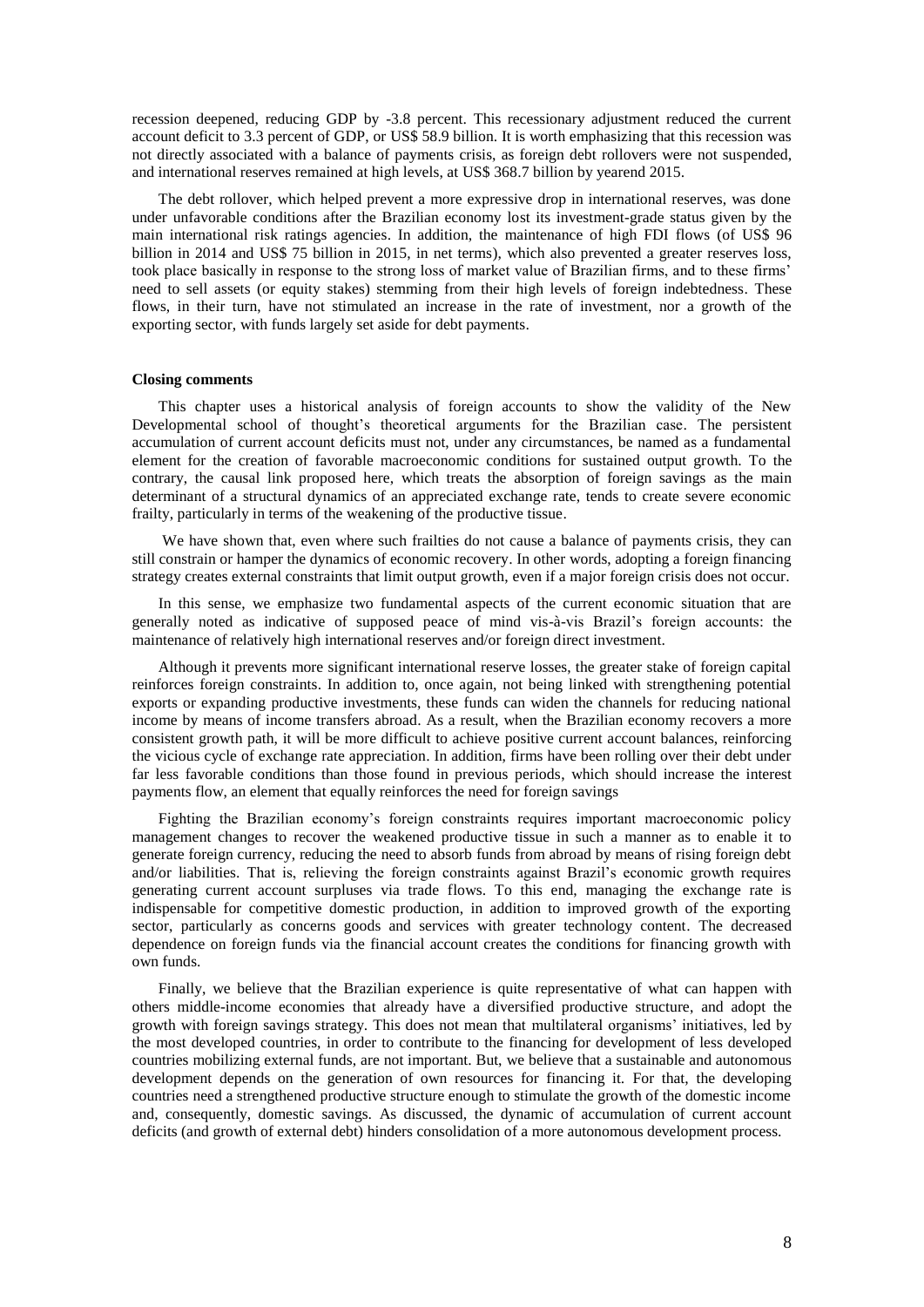recession deepened, reducing GDP by -3.8 percent. This recessionary adjustment reduced the current account deficit to 3.3 percent of GDP, or US$ 58.9 billion. It is worth emphasizing that this recession was not directly associated with a balance of payments crisis, as foreign debt rollovers were not suspended, and international reserves remained at high levels, at US$ 368.7 billion by yearend 2015.

The debt rollover, which helped prevent a more expressive drop in international reserves, was done under unfavorable conditions after the Brazilian economy lost its investment-grade status given by the main international risk ratings agencies. In addition, the maintenance of high FDI flows (of US$ 96 billion in 2014 and US$ 75 billion in 2015, in net terms), which also prevented a greater reserves loss, took place basically in response to the strong loss of market value of Brazilian firms, and to these firms' need to sell assets (or equity stakes) stemming from their high levels of foreign indebtedness. These flows, in their turn, have not stimulated an increase in the rate of investment, nor a growth of the exporting sector, with funds largely set aside for debt payments.

**Closing comments**

This chapter uses a historical analysis of foreign accounts to show the validity of the New Developmental school of thought's theoretical arguments for the Brazilian case. The persistent accumulation of current account deficits must not, under any circumstances, be named as a fundamental element for the creation of favorable macroeconomic conditions for sustained output growth. To the contrary, the causal link proposed here, which treats the absorption of foreign savings as the main determinant of a structural dynamics of an appreciated exchange rate, tends to create severe economic frailty, particularly in terms of the weakening of the productive tissue.

We have shown that, even where such frailties do not cause a balance of payments crisis, they can still constrain or hamper the dynamics of economic recovery. In other words, adopting a foreign financing strategy creates external constraints that limit output growth, even if a major foreign crisis does not occur.

In this sense, we emphasize two fundamental aspects of the current economic situation that are generally noted as indicative of supposed peace of mind vis-à-vis Brazil's foreign accounts: the maintenance of relatively high international reserves and/or foreign direct investment.

Although it prevents more significant international reserve losses, the greater stake of foreign capital reinforces foreign constraints. In addition to, once again, not being linked with strengthening potential exports or expanding productive investments, these funds can widen the channels for reducing national income by means of income transfers abroad. As a result, when the Brazilian economy recovers a more consistent growth path, it will be more difficult to achieve positive current account balances, reinforcing the vicious cycle of exchange rate appreciation. In addition, firms have been rolling over their debt under far less favorable conditions than those found in previous periods, which should increase the interest payments flow, an element that equally reinforces the need for foreign savings

Fighting the Brazilian economy's foreign constraints requires important macroeconomic policy management changes to recover the weakened productive tissue in such a manner as to enable it to generate foreign currency, reducing the need to absorb funds from abroad by means of rising foreign debt and/or liabilities. That is, relieving the foreign constraints against Brazil's economic growth requires generating current account surpluses via trade flows. To this end, managing the exchange rate is indispensable for competitive domestic production, in addition to improved growth of the exporting sector, particularly as concerns goods and services with greater technology content. The decreased dependence on foreign funds via the financial account creates the conditions for financing growth with own funds.

Finally, we believe that the Brazilian experience is quite representative of what can happen with others middle-income economies that already have a diversified productive structure, and adopt the growth with foreign savings strategy. This does not mean that multilateral organisms' initiatives, led by the most developed countries, in order to contribute to the financing for development of less developed countries mobilizing external funds, are not important. But, we believe that a sustainable and autonomous development depends on the generation of own resources for financing it. For that, the developing countries need a strengthened productive structure enough to stimulate the growth of the domestic income and, consequently, domestic savings. As discussed, the dynamic of accumulation of current account deficits (and growth of external debt) hinders consolidation of a more autonomous development process.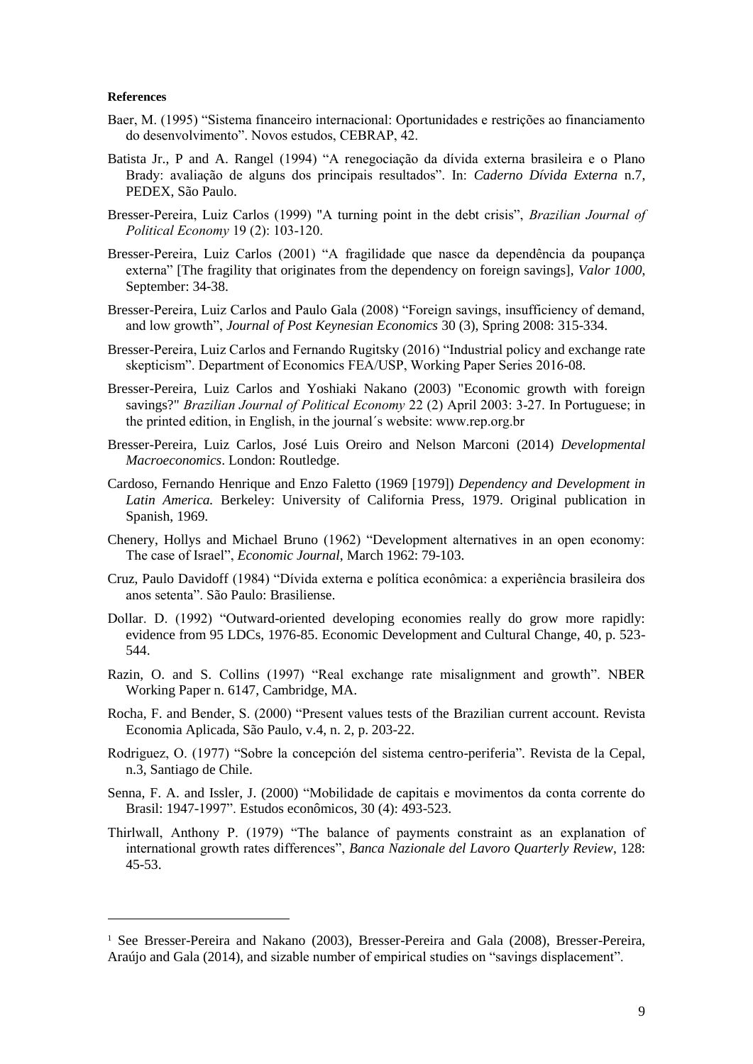**References**

Baer, M. (1995) "Sistema financeiro internacional: Oportunidades e restrições ao financiamento do desenvolvimento". Novos estudos, CEBRAP, 42.

Batista Jr., P and A. Rangel (1994) "A renegociação da dívida externa brasileira e o Plano Brady: avaliação de alguns dos principais resultados". In: *Caderno Dívida Externa* n.7, PEDEX, São Paulo.

Bresser-Pereira, Luiz Carlos (1999) "A turning point in the debt crisis", *Brazilian Journal of Political Economy* 19 (2): 103-120.

Bresser-Pereira, Luiz Carlos (2001) "A fragilidade que nasce da dependência da poupança externa" [The fragility that originates from the dependency on foreign savings], *Valor 1000*, September: 34-38.

Bresser-Pereira, Luiz Carlos and Paulo Gala (2008) "Foreign savings, insufficiency of demand, and low growth", *Journal of Post Keynesian Economics* 30 (3), Spring 2008: 315-334.

Bresser-Pereira, Luiz Carlos and Fernando Rugitsky (2016) "Industrial policy and exchange rate skepticism". Department of Economics FEA/USP, Working Paper Series 2016-08.

Bresser-Pereira, Luiz Carlos and Yoshiaki Nakano (2003) "Economic growth with foreign savings?" *Brazilian Journal of Political Economy* 22 (2) April 2003: 3-27. In Portuguese; in the printed edition, in English, in the journal´s website: www.rep.org.br

Bresser-Pereira, Luiz Carlos, José Luis Oreiro and Nelson Marconi (2014) *Developmental Macroeconomics*. London: Routledge.

Cardoso, Fernando Henrique and Enzo Faletto (1969 [1979]) *Dependency and Development in Latin America.* Berkeley: University of California Press, 1979. Original publication in Spanish, 1969.

Chenery, Hollys and Michael Bruno (1962) "Development alternatives in an open economy: The case of Israel", *Economic Journal*, March 1962: 79-103.

Cruz, Paulo Davidoff (1984) "Dívida externa e política econômica: a experiência brasileira dos anos setenta". São Paulo: Brasiliense.

Dollar. D. (1992) "Outward-oriented developing economies really do grow more rapidly: evidence from 95 LDCs, 1976-85. Economic Development and Cultural Change, 40, p. 523-544.

Razin, O. and S. Collins (1997) "Real exchange rate misalignment and growth". NBER Working Paper n. 6147, Cambridge, MA.

Rocha, F. and Bender, S. (2000) "Present values tests of the Brazilian current account. Revista Economia Aplicada, São Paulo, v.4, n. 2, p. 203-22.

Rodriguez, O. (1977) "Sobre la concepción del sistema centro-periferia". Revista de la Cepal, n.3, Santiago de Chile.

Senna, F. A. and Issler, J. (2000) "Mobilidade de capitais e movimentos da conta corrente do Brasil: 1947-1997". Estudos econômicos, 30 (4): 493-523.

Thirlwall, Anthony P. (1979) "The balance of payments constraint as an explanation of international growth rates differences", *Banca Nazionale del Lavoro Quarterly Review*, 128: 45-53.

---

[1] See Bresser-Pereira and Nakano (2003), Bresser-Pereira and Gala (2008), Bresser-Pereira, Araújo and Gala (2014), and sizable number of empirical studies on "savings displacement".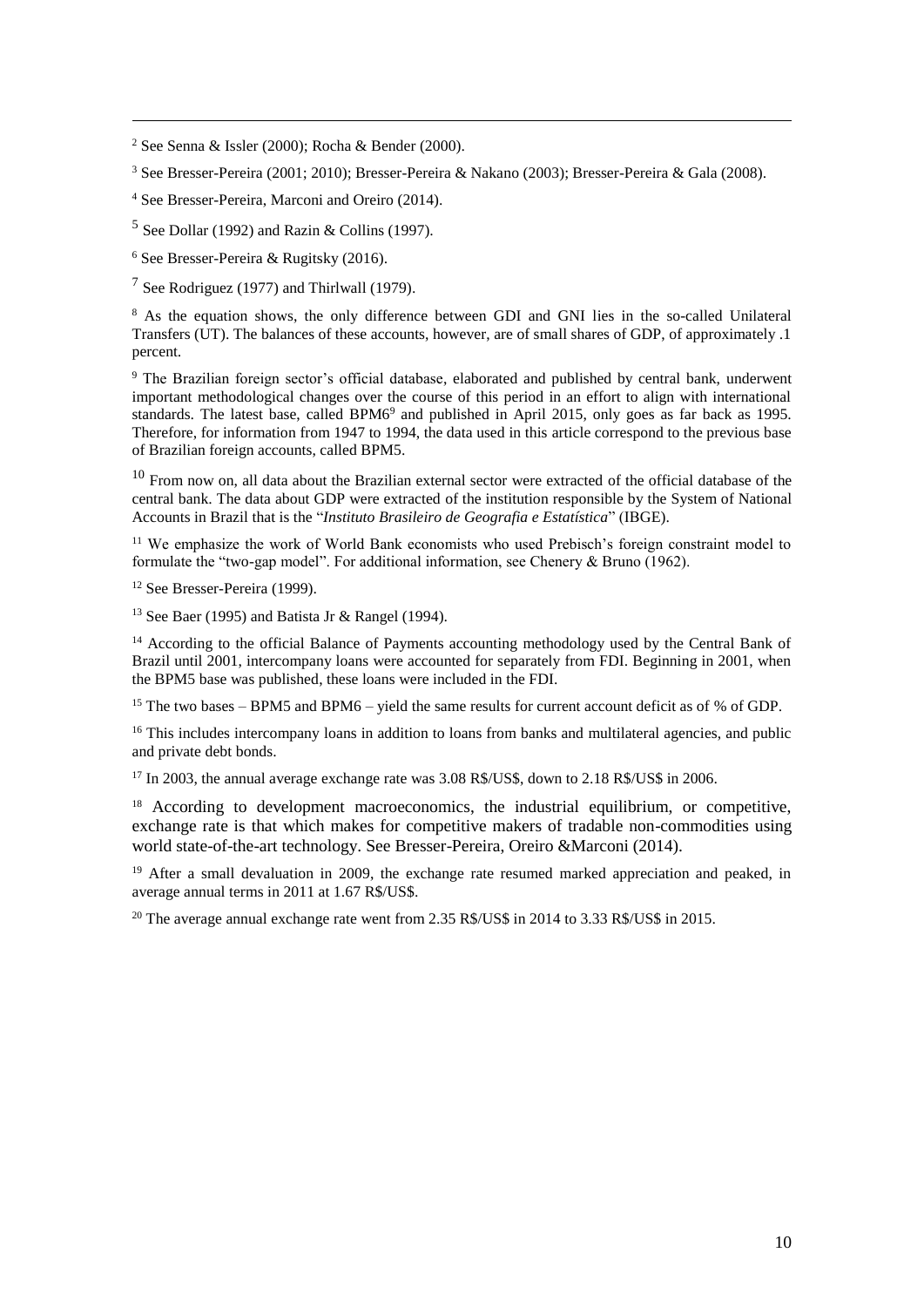[2] See Senna & Issler (2000); Rocha & Bender (2000).

[3] See Bresser-Pereira (2001; 2010); Bresser-Pereira & Nakano (2003); Bresser-Pereira & Gala (2008).

[4] See Bresser-Pereira, Marconi and Oreiro (2014).

[5] See Dollar (1992) and Razin & Collins (1997).

[6] See Bresser-Pereira & Rugitsky (2016).

[7] See Rodriguez (1977) and Thirlwall (1979).

[8] As the equation shows, the only difference between GDI and GNI lies in the so-called Unilateral Transfers (UT). The balances of these accounts, however, are of small shares of GDP, of approximately .1 percent.

[9] The Brazilian foreign sector's official database, elaborated and published by central bank, underwent important methodological changes over the course of this period in an effort to align with international standards. The latest base, called BPM6[9] and published in April 2015, only goes as far back as 1995. Therefore, for information from 1947 to 1994, the data used in this article correspond to the previous base of Brazilian foreign accounts, called BPM5.

[10] From now on, all data about the Brazilian external sector were extracted of the official database of the central bank. The data about GDP were extracted of the institution responsible by the System of National Accounts in Brazil that is the "*Instituto Brasileiro de Geografia e Estatística*" (IBGE).

[11] We emphasize the work of World Bank economists who used Prebisch's foreign constraint model to formulate the "two-gap model". For additional information, see Chenery & Bruno (1962).

[12] See Bresser-Pereira (1999).

[13] See Baer (1995) and Batista Jr & Rangel (1994).

[14] According to the official Balance of Payments accounting methodology used by the Central Bank of Brazil until 2001, intercompany loans were accounted for separately from FDI. Beginning in 2001, when the BPM5 base was published, these loans were included in the FDI.

[15] The two bases – BPM5 and BPM6 – yield the same results for current account deficit as of % of GDP.

[16] This includes intercompany loans in addition to loans from banks and multilateral agencies, and public and private debt bonds.

[17] In 2003, the annual average exchange rate was 3.08 R$/US$, down to 2.18 R$/US$ in 2006.

[18] According to development macroeconomics, the industrial equilibrium, or competitive, exchange rate is that which makes for competitive makers of tradable non-commodities using world state-of-the-art technology. See Bresser-Pereira, Oreiro &Marconi (2014).

[19] After a small devaluation in 2009, the exchange rate resumed marked appreciation and peaked, in average annual terms in 2011 at 1.67 R$/US$.

[20] The average annual exchange rate went from 2.35 R$/US$ in 2014 to 3.33 R$/US$ in 2015.